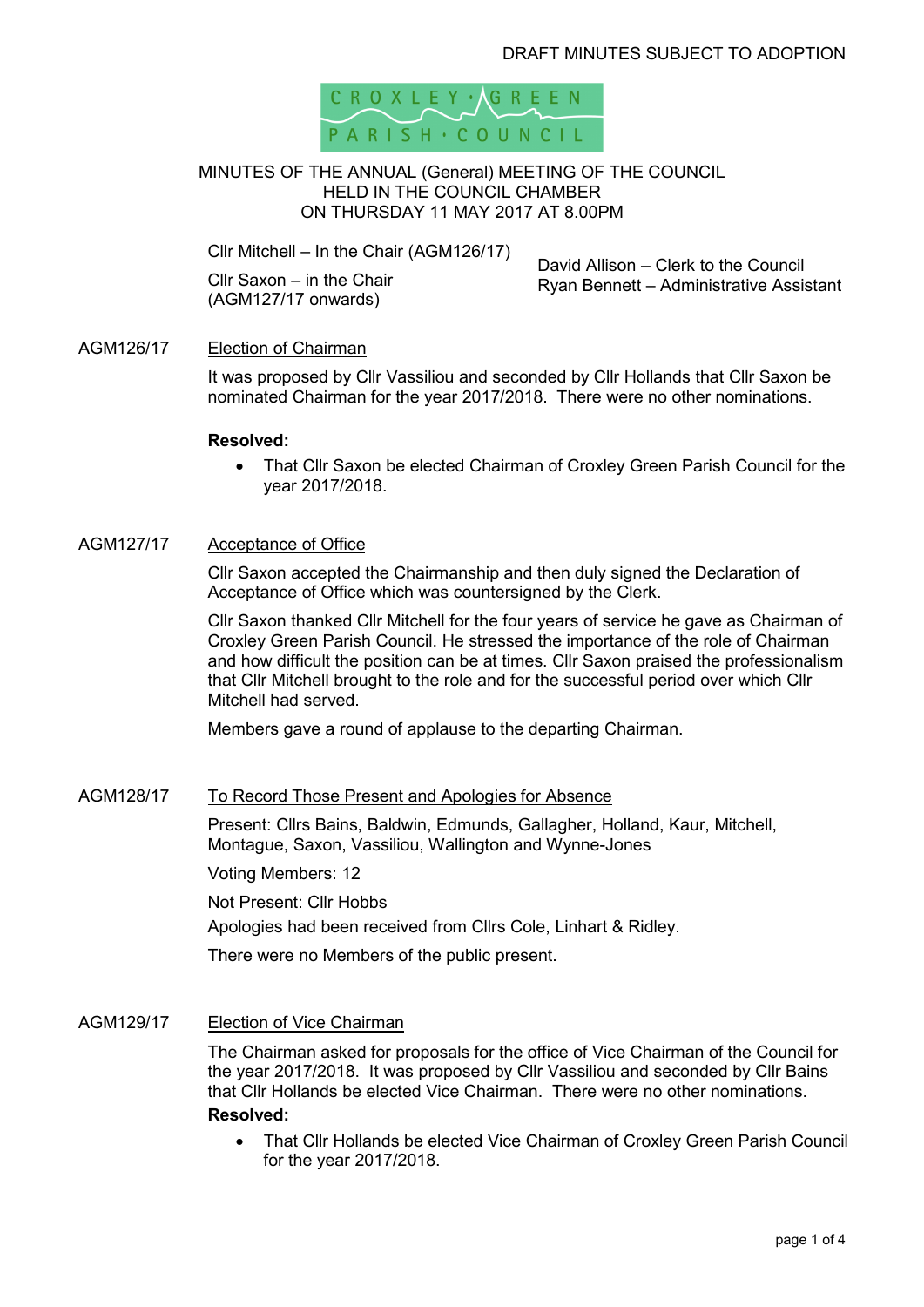DRAFT MINUTES SUBJECT TO ADOPTION

CROXLEY GREEN PARISH COUNCIL

# MINUTES OF THE ANNUAL (General) MEETING OF THE COUNCIL HELD IN THE COUNCIL CHAMBER ON THURSDAY 11 MAY 2017 AT 8.00PM

Cllr Mitchell – In the Chair (AGM126/17)

Cllr Saxon – in the Chair (AGM127/17 onwards)

David Allison – Clerk to the Council
Ryan Bennett – Administrative Assistant

**AGM126/17** <u>Election of Chairman</u>

It was proposed by Cllr Vassiliou and seconded by Cllr Hollands that Cllr Saxon be nominated Chairman for the year 2017/2018. There were no other nominations.

**Resolved:**

- That Cllr Saxon be elected Chairman of Croxley Green Parish Council for the year 2017/2018.

**AGM127/17** <u>Acceptance of Office</u>

Cllr Saxon accepted the Chairmanship and then duly signed the Declaration of Acceptance of Office which was countersigned by the Clerk.

Cllr Saxon thanked Cllr Mitchell for the four years of service he gave as Chairman of Croxley Green Parish Council. He stressed the importance of the role of Chairman and how difficult the position can be at times. Cllr Saxon praised the professionalism that Cllr Mitchell brought to the role and for the successful period over which Cllr Mitchell had served.

Members gave a round of applause to the departing Chairman.

**AGM128/17** <u>To Record Those Present and Apologies for Absence</u>

Present: Cllrs Bains, Baldwin, Edmunds, Gallagher, Holland, Kaur, Mitchell, Montague, Saxon, Vassiliou, Wallington and Wynne-Jones

Voting Members: 12

Not Present: Cllr Hobbs

Apologies had been received from Cllrs Cole, Linhart & Ridley.

There were no Members of the public present.

**AGM129/17** <u>Election of Vice Chairman</u>

The Chairman asked for proposals for the office of Vice Chairman of the Council for the year 2017/2018. It was proposed by Cllr Vassiliou and seconded by Cllr Bains that Cllr Hollands be elected Vice Chairman. There were no other nominations.

**Resolved:**

- That Cllr Hollands be elected Vice Chairman of Croxley Green Parish Council for the year 2017/2018.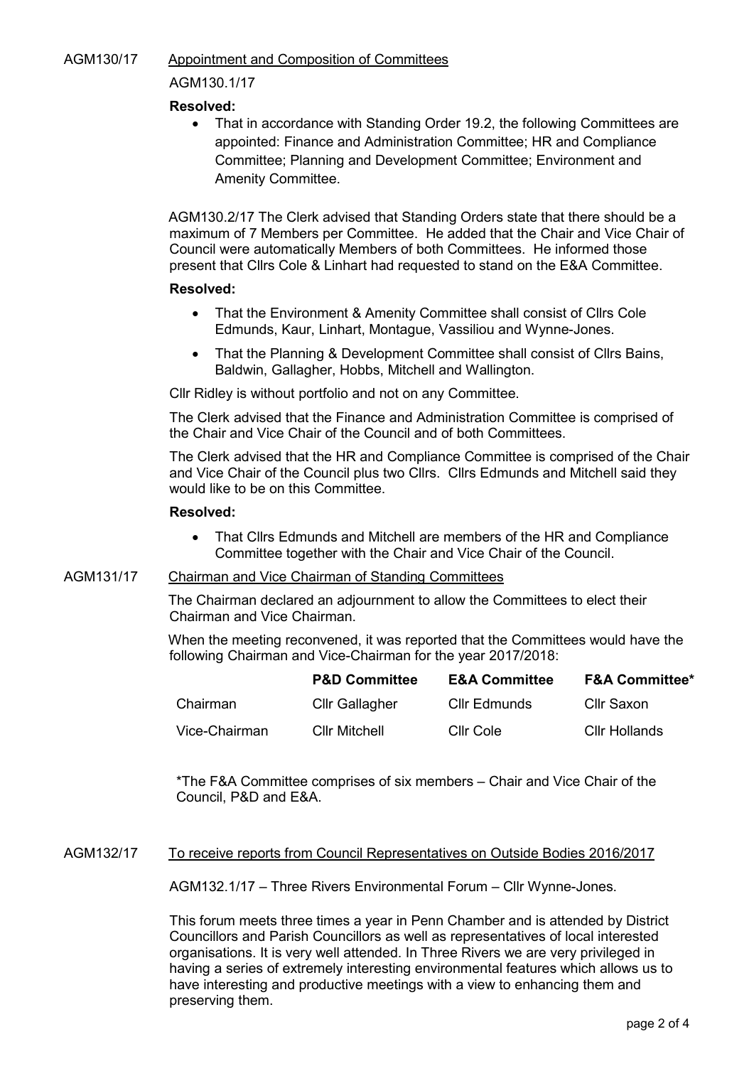AGM130/17 Appointment and Composition of Committees

AGM130.1/17

**Resolved:**

- That in accordance with Standing Order 19.2, the following Committees are appointed: Finance and Administration Committee; HR and Compliance Committee; Planning and Development Committee; Environment and Amenity Committee.

AGM130.2/17 The Clerk advised that Standing Orders state that there should be a maximum of 7 Members per Committee. He added that the Chair and Vice Chair of Council were automatically Members of both Committees. He informed those present that Cllrs Cole & Linhart had requested to stand on the E&A Committee.

**Resolved:**

- That the Environment & Amenity Committee shall consist of Cllrs Cole Edmunds, Kaur, Linhart, Montague, Vassiliou and Wynne-Jones.
- That the Planning & Development Committee shall consist of Cllrs Bains, Baldwin, Gallagher, Hobbs, Mitchell and Wallington.

Cllr Ridley is without portfolio and not on any Committee.

The Clerk advised that the Finance and Administration Committee is comprised of the Chair and Vice Chair of the Council and of both Committees.

The Clerk advised that the HR and Compliance Committee is comprised of the Chair and Vice Chair of the Council plus two Cllrs. Cllrs Edmunds and Mitchell said they would like to be on this Committee.

**Resolved:**

- That Cllrs Edmunds and Mitchell are members of the HR and Compliance Committee together with the Chair and Vice Chair of the Council.

AGM131/17 Chairman and Vice Chairman of Standing Committees

The Chairman declared an adjournment to allow the Committees to elect their Chairman and Vice Chairman.

When the meeting reconvened, it was reported that the Committees would have the following Chairman and Vice-Chairman for the year 2017/2018:

| | **P&D Committee** | **E&A Committee** | **F&A Committee*** |
|---|---|---|---|
| Chairman | Cllr Gallagher | Cllr Edmunds | Cllr Saxon |
| Vice-Chairman | Cllr Mitchell | Cllr Cole | Cllr Hollands |

*The F&A Committee comprises of six members – Chair and Vice Chair of the Council, P&D and E&A.

AGM132/17 To receive reports from Council Representatives on Outside Bodies 2016/2017

AGM132.1/17 – Three Rivers Environmental Forum – Cllr Wynne-Jones.

This forum meets three times a year in Penn Chamber and is attended by District Councillors and Parish Councillors as well as representatives of local interested organisations. It is very well attended. In Three Rivers we are very privileged in having a series of extremely interesting environmental features which allows us to have interesting and productive meetings with a view to enhancing them and preserving them.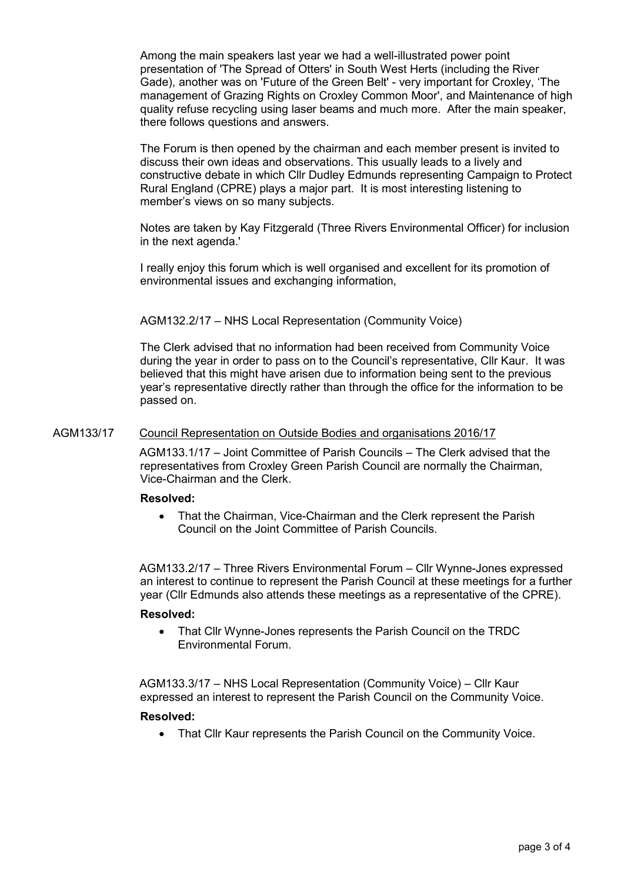Among the main speakers last year we had a well-illustrated power point presentation of 'The Spread of Otters' in South West Herts (including the River Gade), another was on 'Future of the Green Belt' - very important for Croxley, 'The management of Grazing Rights on Croxley Common Moor', and Maintenance of high quality refuse recycling using laser beams and much more. After the main speaker, there follows questions and answers.

The Forum is then opened by the chairman and each member present is invited to discuss their own ideas and observations. This usually leads to a lively and constructive debate in which Cllr Dudley Edmunds representing Campaign to Protect Rural England (CPRE) plays a major part. It is most interesting listening to member's views on so many subjects.

Notes are taken by Kay Fitzgerald (Three Rivers Environmental Officer) for inclusion in the next agenda.'

I really enjoy this forum which is well organised and excellent for its promotion of environmental issues and exchanging information,

AGM132.2/17 – NHS Local Representation (Community Voice)

The Clerk advised that no information had been received from Community Voice during the year in order to pass on to the Council's representative, Cllr Kaur. It was believed that this might have arisen due to information being sent to the previous year's representative directly rather than through the office for the information to be passed on.

AGM133/17 Council Representation on Outside Bodies and organisations 2016/17

AGM133.1/17 – Joint Committee of Parish Councils – The Clerk advised that the representatives from Croxley Green Parish Council are normally the Chairman, Vice-Chairman and the Clerk.

**Resolved:**

- That the Chairman, Vice-Chairman and the Clerk represent the Parish Council on the Joint Committee of Parish Councils.

AGM133.2/17 – Three Rivers Environmental Forum – Cllr Wynne-Jones expressed an interest to continue to represent the Parish Council at these meetings for a further year (Cllr Edmunds also attends these meetings as a representative of the CPRE).

**Resolved:**

- That Cllr Wynne-Jones represents the Parish Council on the TRDC Environmental Forum.

AGM133.3/17 – NHS Local Representation (Community Voice) – Cllr Kaur expressed an interest to represent the Parish Council on the Community Voice.

**Resolved:**

- That Cllr Kaur represents the Parish Council on the Community Voice.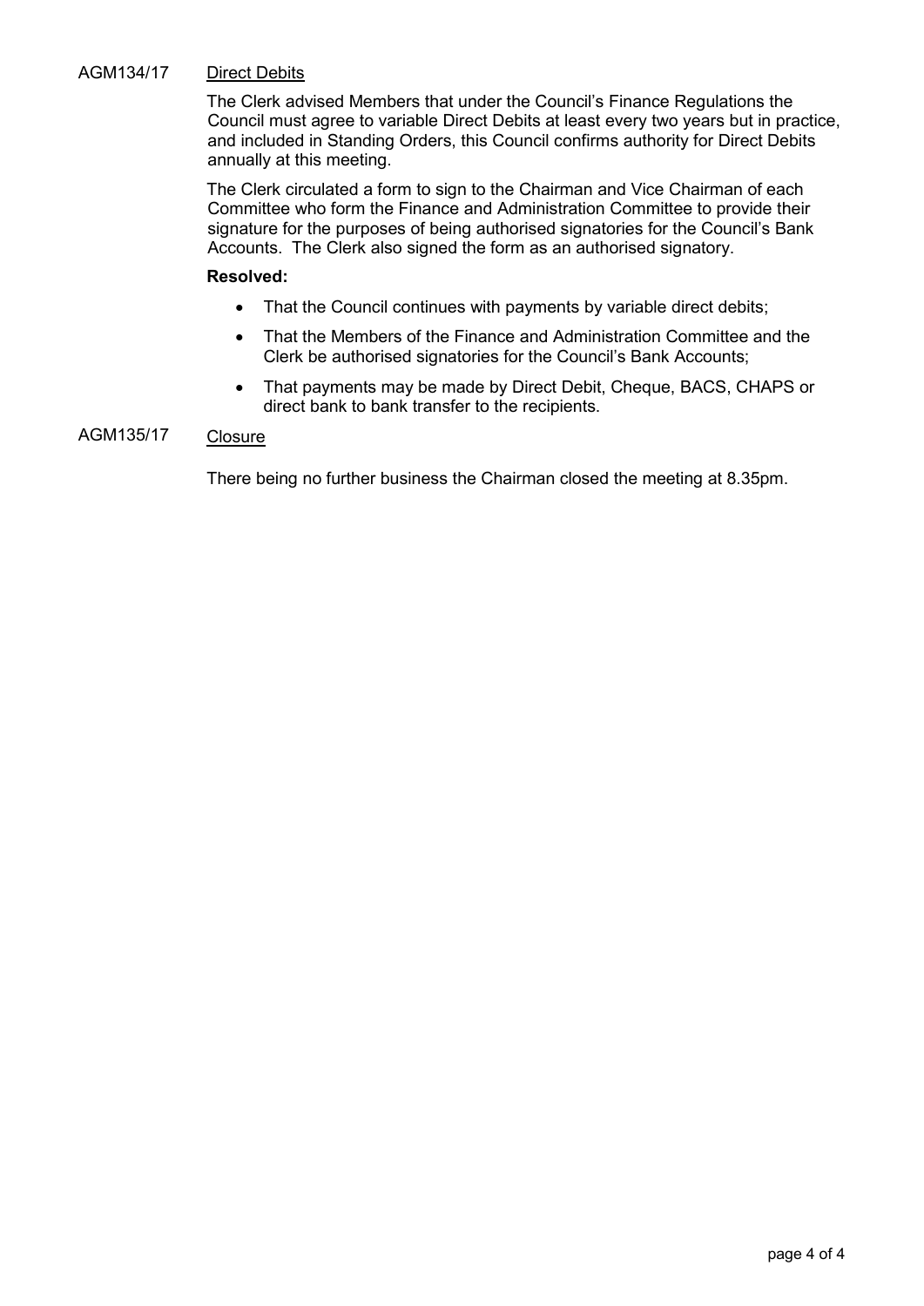AGM134/17 <u>Direct Debits</u>

The Clerk advised Members that under the Council's Finance Regulations the Council must agree to variable Direct Debits at least every two years but in practice, and included in Standing Orders, this Council confirms authority for Direct Debits annually at this meeting.

The Clerk circulated a form to sign to the Chairman and Vice Chairman of each Committee who form the Finance and Administration Committee to provide their signature for the purposes of being authorised signatories for the Council's Bank Accounts. The Clerk also signed the form as an authorised signatory.

**Resolved:**

- That the Council continues with payments by variable direct debits;
- That the Members of the Finance and Administration Committee and the Clerk be authorised signatories for the Council's Bank Accounts;
- That payments may be made by Direct Debit, Cheque, BACS, CHAPS or direct bank to bank transfer to the recipients.

AGM135/17 <u>Closure</u>

There being no further business the Chairman closed the meeting at 8.35pm.